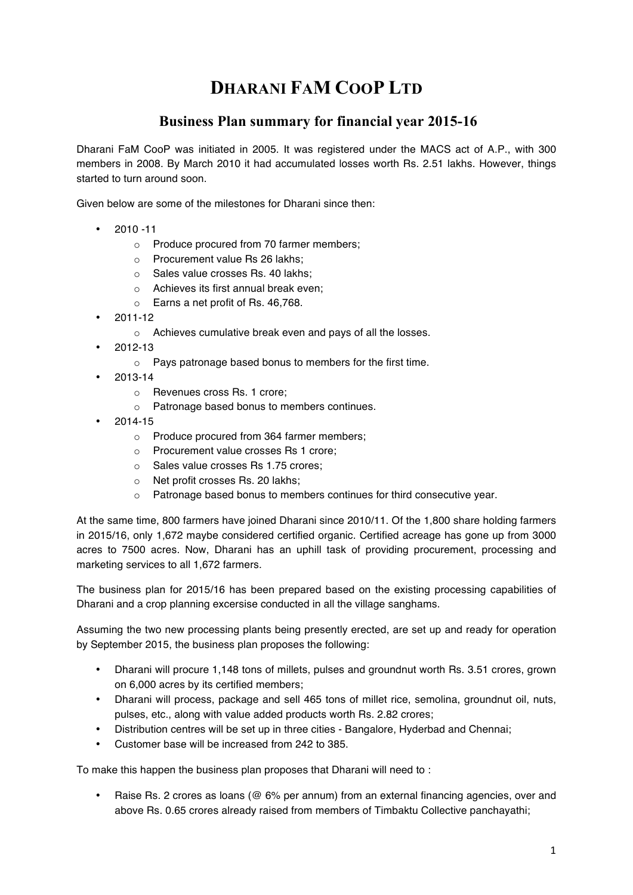# DHARANI FAM COOP LTD

## Business Plan summary for financial year 2015-16

Dharani FaM CooP was initiated in 2005. It was registered under the MACS act of A.P., with 300 members in 2008. By March 2010 it had accumulated losses worth Rs. 2.51 lakhs. However, things started to turn around soon.

Given below are some of the milestones for Dharani since then:

- 2010 -11
  - Produce procured from 70 farmer members;
  - Procurement value Rs 26 lakhs;
  - Sales value crosses Rs. 40 lakhs;
  - Achieves its first annual break even;
  - Earns a net profit of Rs. 46,768.
- 2011-12
  - Achieves cumulative break even and pays of all the losses.
- 2012-13
  - Pays patronage based bonus to members for the first time.
- 2013-14
  - Revenues cross Rs. 1 crore;
  - Patronage based bonus to members continues.
- 2014-15
  - Produce procured from 364 farmer members;
  - Procurement value crosses Rs 1 crore;
  - Sales value crosses Rs 1.75 crores;
  - Net profit crosses Rs. 20 lakhs;
  - Patronage based bonus to members continues for third consecutive year.

At the same time, 800 farmers have joined Dharani since 2010/11. Of the 1,800 share holding farmers in 2015/16, only 1,672 maybe considered certified organic. Certified acreage has gone up from 3000 acres to 7500 acres. Now, Dharani has an uphill task of providing procurement, processing and marketing services to all 1,672 farmers.

The business plan for 2015/16 has been prepared based on the existing processing capabilities of Dharani and a crop planning excersise conducted in all the village sanghams.

Assuming the two new processing plants being presently erected, are set up and ready for operation by September 2015, the business plan proposes the following:

- Dharani will procure 1,148 tons of millets, pulses and groundnut worth Rs. 3.51 crores, grown on 6,000 acres by its certified members;
- Dharani will process, package and sell 465 tons of millet rice, semolina, groundnut oil, nuts, pulses, etc., along with value added products worth Rs. 2.82 crores;
- Distribution centres will be set up in three cities - Bangalore, Hyderbad and Chennai;
- Customer base will be increased from 242 to 385.

To make this happen the business plan proposes that Dharani will need to :

- Raise Rs. 2 crores as loans (@ 6% per annum) from an external financing agencies, over and above Rs. 0.65 crores already raised from members of Timbaktu Collective panchayathi;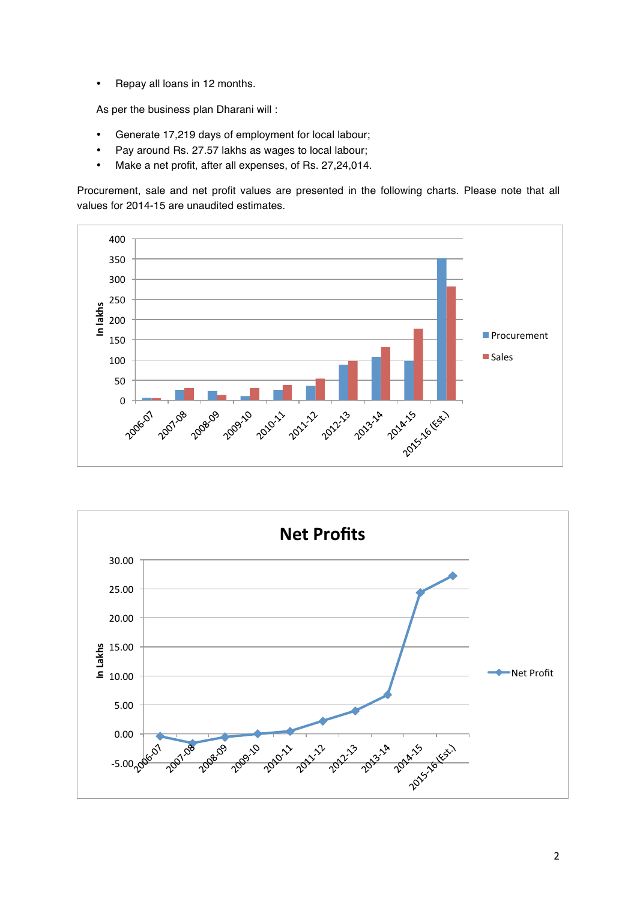- Repay all loans in 12 months.

As per the business plan Dharani will :

- Generate 17,219 days of employment for local labour;
- Pay around Rs. 27.57 lakhs as wages to local labour;
- Make a net profit, after all expenses, of Rs. 27,24,014.

Procurement, sale and net profit values are presented in the following charts. Please note that all values for 2014-15 are unaudited estimates.

In lakhs

400
350
300
250
200
150
100
50
0

2006-07 2007-08 2008-09 2009-10 2010-11 2011-12 2012-13 2013-14 2014-15 2015-16 (Est.)

Procurement
Sales

**Net Profits**

In Lakhs

30.00
25.00
20.00
15.00
10.00
5.00
0.00
-5.00

2006-07 2007-08 2008-09 2009-10 2010-11 2011-12 2012-13 2013-14 2014-15 2015-16 (Est.)

Net Profit